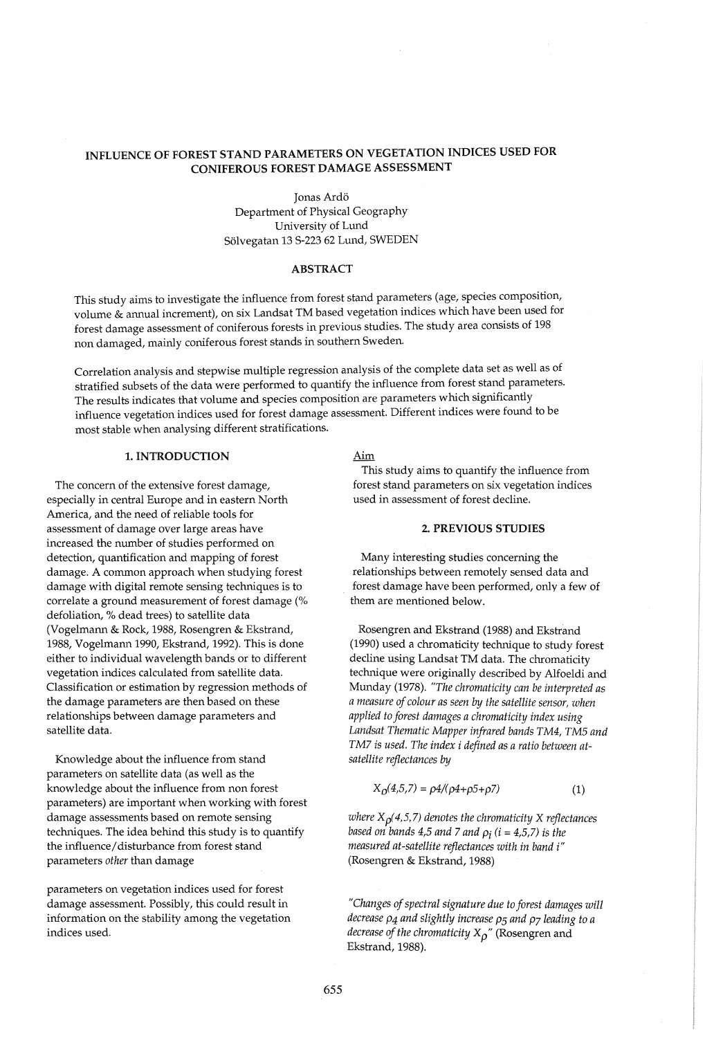# INFLUENCE OF FOREST STAND PARAMETERS ON VEGETATION INDICES USED FOR CONIFEROUS FOREST DAMAGE ASSESSMENT

Jonas Ardö
Department of Physical Geography
University of Lund
Sölvegatan 13 S-223 62 Lund, SWEDEN

## ABSTRACT

This study aims to investigate the influence from forest stand parameters (age, species composition, volume & annual increment), on six Landsat TM based vegetation indices which have been used for forest damage assessment of coniferous forests in previous studies. The study area consists of 198 non damaged, mainly coniferous forest stands in southern Sweden.

Correlation analysis and stepwise multiple regression analysis of the complete data set as well as of stratified subsets of the data were performed to quantify the influence from forest stand parameters. The results indicates that volume and species composition are parameters which significantly influence vegetation indices used for forest damage assessment. Different indices were found to be most stable when analysing different stratifications.

## 1. INTRODUCTION

The concern of the extensive forest damage, especially in central Europe and in eastern North America, and the need of reliable tools for assessment of damage over large areas have increased the number of studies performed on detection, quantification and mapping of forest damage. A common approach when studying forest damage with digital remote sensing techniques is to correlate a ground measurement of forest damage (% defoliation, % dead trees) to satellite data (Vogelmann & Rock, 1988, Rosengren & Ekstrand, 1988, Vogelmann 1990, Ekstrand, 1992). This is done either to individual wavelength bands or to different vegetation indices calculated from satellite data. Classification or estimation by regression methods of the damage parameters are then based on these relationships between damage parameters and satellite data.

Knowledge about the influence from stand parameters on satellite data (as well as the knowledge about the influence from non forest parameters) are important when working with forest damage assessments based on remote sensing techniques. The idea behind this study is to quantify the influence/disturbance from forest stand parameters *other* than damage parameters on vegetation indices used for forest damage assessment. Possibly, this could result in information on the stability among the vegetation indices used.

Aim

This study aims to quantify the influence from forest stand parameters on six vegetation indices used in assessment of forest decline.

## 2. PREVIOUS STUDIES

Many interesting studies concerning the relationships between remotely sensed data and forest damage have been performed, only a few of them are mentioned below.

Rosengren and Ekstrand (1988) and Ekstrand (1990) used a chromaticity technique to study forest decline using Landsat TM data. The chromaticity technique were originally described by Alfoeldi and Munday (1978). *"The chromaticity can be interpreted as a measure of colour as seen by the satellite sensor, when applied to forest damages a chromaticity index using Landsat Thematic Mapper infrared bands TM4, TM5 and TM7 is used. The index i defined as a ratio between at-satellite reflectances by*

$$X_\rho(4,5,7) = \rho 4/(\rho 4+\rho 5+\rho 7) \qquad (1)$$

*where $X_\rho(4,5,7)$ denotes the chromaticity X reflectances based on bands 4,5 and 7 and $\rho_i$ (i = 4,5,7) is the measured at-satellite reflectances with in band i"* (Rosengren & Ekstrand, 1988)

*"Changes of spectral signature due to forest damages will decrease $\rho_4$ and slightly increase $\rho_5$ and $\rho_7$ leading to a decrease of the chromaticity $X_\rho$"* (Rosengren and Ekstrand, 1988).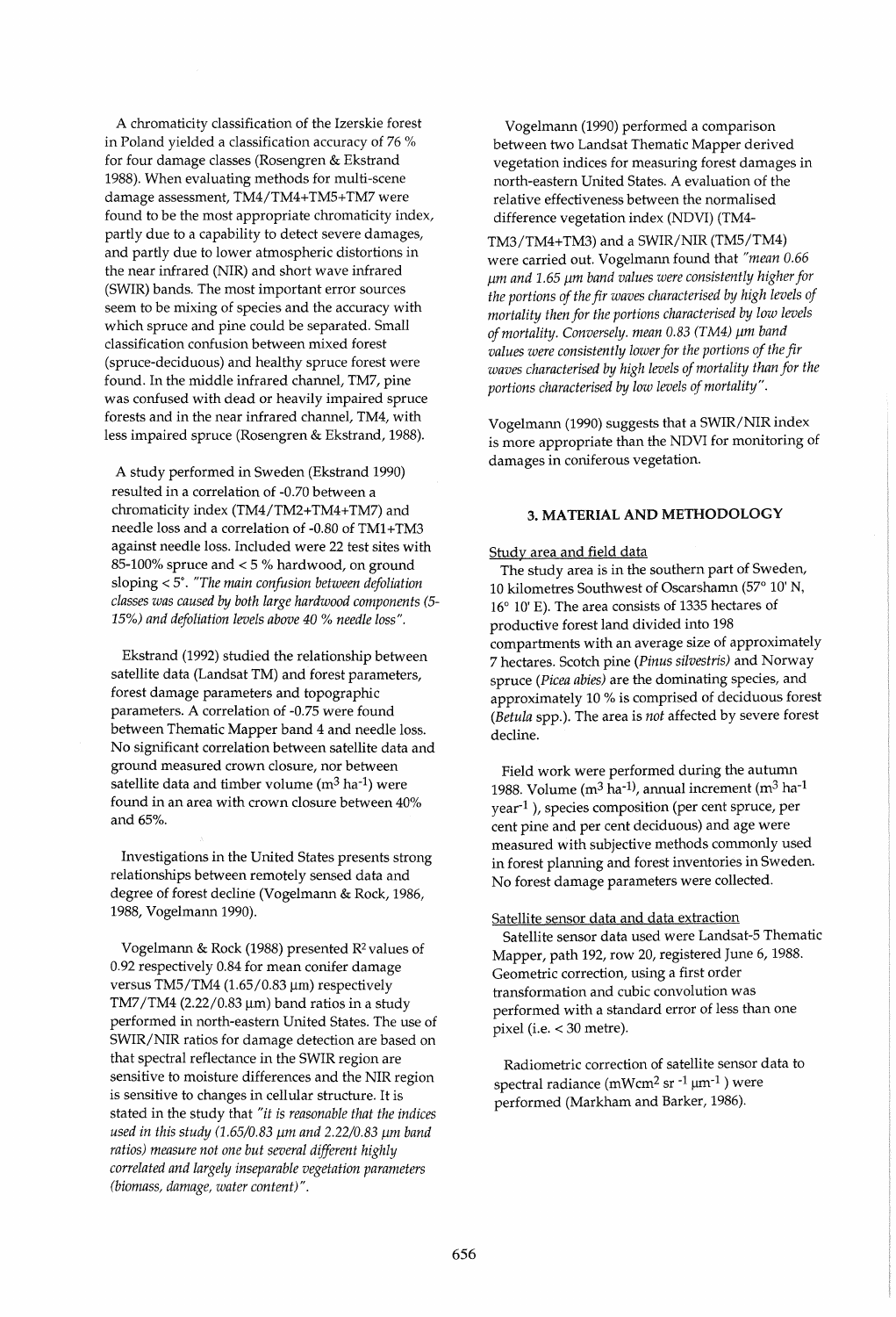A chromaticity classification of the Izerskie forest in Poland yielded a classification accuracy of 76 % for four damage classes (Rosengren & Ekstrand 1988). When evaluating methods for multi-scene damage assessment, TM4/TM4+TM5+TM7 were found to be the most appropriate chromaticity index, partly due to a capability to detect severe damages, and partly due to lower atmospheric distortions in the near infrared (NIR) and short wave infrared (SWIR) bands. The most important error sources seem to be mixing of species and the accuracy with which spruce and pine could be separated. Small classification confusion between mixed forest (spruce-deciduous) and healthy spruce forest were found. In the middle infrared channel, TM7, pine was confused with dead or heavily impaired spruce forests and in the near infrared channel, TM4, with less impaired spruce (Rosengren & Ekstrand, 1988).

A study performed in Sweden (Ekstrand 1990) resulted in a correlation of -0.70 between a chromaticity index (TM4/TM2+TM4+TM7) and needle loss and a correlation of -0.80 of TM1+TM3 against needle loss. Included were 22 test sites with 85-100% spruce and < 5 % hardwood, on ground sloping < 5°. *"The main confusion between defoliation classes was caused by both large hardwood components (5-15%) and defoliation levels above 40 % needle loss".*

Ekstrand (1992) studied the relationship between satellite data (Landsat TM) and forest parameters, forest damage parameters and topographic parameters. A correlation of -0.75 were found between Thematic Mapper band 4 and needle loss. No significant correlation between satellite data and ground measured crown closure, nor between satellite data and timber volume ($m^3$ $ha^{-1}$) were found in an area with crown closure between 40% and 65%.

Investigations in the United States presents strong relationships between remotely sensed data and degree of forest decline (Vogelmann & Rock, 1986, 1988, Vogelmann 1990).

Vogelmann & Rock (1988) presented $R^2$ values of 0.92 respectively 0.84 for mean conifer damage versus TM5/TM4 (1.65/0.83 µm) respectively TM7/TM4 (2.22/0.83 µm) band ratios in a study performed in north-eastern United States. The use of SWIR/NIR ratios for damage detection are based on that spectral reflectance in the SWIR region are sensitive to moisture differences and the NIR region is sensitive to changes in cellular structure. It is stated in the study that *"it is reasonable that the indices used in this study (1.65/0.83 µm and 2.22/0.83 µm band ratios) measure not one but several different highly correlated and largely inseparable vegetation parameters (biomass, damage, water content)".*

Vogelmann (1990) performed a comparison between two Landsat Thematic Mapper derived vegetation indices for measuring forest damages in north-eastern United States. A evaluation of the relative effectiveness between the normalised difference vegetation index (NDVI) (TM4-TM3/TM4+TM3) and a SWIR/NIR (TM5/TM4) were carried out. Vogelmann found that *"mean 0.66 µm and 1.65 µm band values were consistently higher for the portions of the fir waves characterised by high levels of mortality then for the portions characterised by low levels of mortality. Conversely. mean 0.83 (TM4) µm band values were consistently lower for the portions of the fir waves characterised by high levels of mortality than for the portions characterised by low levels of mortality".*

Vogelmann (1990) suggests that a SWIR/NIR index is more appropriate than the NDVI for monitoring of damages in coniferous vegetation.

## 3. MATERIAL AND METHODOLOGY

### Study area and field data

The study area is in the southern part of Sweden, 10 kilometres Southwest of Oscarshamn (57° 10' N, 16° 10' E). The area consists of 1335 hectares of productive forest land divided into 198 compartments with an average size of approximately 7 hectares. Scotch pine (*Pinus silvestris*) and Norway spruce (*Picea abies*) are the dominating species, and approximately 10 % is comprised of deciduous forest (*Betula* spp.). The area is *not* affected by severe forest decline.

Field work were performed during the autumn 1988. Volume ($m^3$ $ha^{-1}$), annual increment ($m^3$ $ha^{-1}$ $year^{-1}$), species composition (per cent spruce, per cent pine and per cent deciduous) and age were measured with subjective methods commonly used in forest planning and forest inventories in Sweden. No forest damage parameters were collected.

### Satellite sensor data and data extraction

Satellite sensor data used were Landsat-5 Thematic Mapper, path 192, row 20, registered June 6, 1988. Geometric correction, using a first order transformation and cubic convolution was performed with a standard error of less than one pixel (i.e. < 30 metre).

Radiometric correction of satellite sensor data to spectral radiance ($mWcm^2$ $sr^{-1}$ $\mu m^{-1}$) were performed (Markham and Barker, 1986).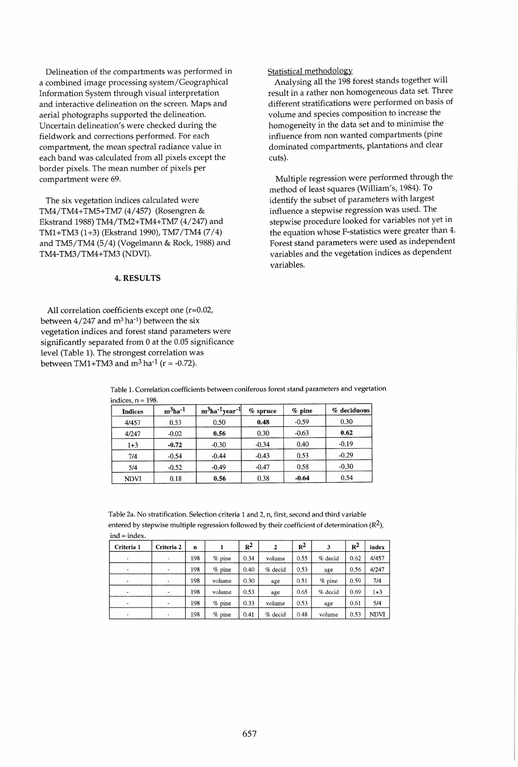Delineation of the compartments was performed in a combined image processing system/Geographical Information System through visual interpretation and interactive delineation on the screen. Maps and aerial photographs supported the delineation. Uncertain delineation's were checked during the fieldwork and corrections performed. For each compartment, the mean spectral radiance value in each band was calculated from all pixels except the border pixels. The mean number of pixels per compartment were 69.

The six vegetation indices calculated were TM4/TM4+TM5+TM7 (4/457) (Rosengren & Ekstrand 1988) TM4/TM2+TM4+TM7 (4/247) and TM1+TM3 (1+3) (Ekstrand 1990), TM7/TM4 (7/4) and TM5/TM4 (5/4) (Vogelmann & Rock, 1988) and TM4-TM3/TM4+TM3 (NDVI).

Statistical methodology

Analysing all the 198 forest stands together will result in a rather non homogeneous data set. Three different stratifications were performed on basis of volume and species composition to increase the homogeneity in the data set and to minimise the influence from non wanted compartments (pine dominated compartments, plantations and clear cuts).

Multiple regression were performed through the method of least squares (William's, 1984). To identify the subset of parameters with largest influence a stepwise regression was used. The stepwise procedure looked for variables not yet in the equation whose F-statistics were greater than 4. Forest stand parameters were used as independent variables and the vegetation indices as dependent variables.

## 4. RESULTS

All correlation coefficients except one (r=0.02, between 4/247 and $m^3\,ha^{-1}$) between the six vegetation indices and forest stand parameters were significantly separated from 0 at the 0.05 significance level (Table 1). The strongest correlation was between TM1+TM3 and $m^3\,ha^{-1}$ (r = -0.72).

Table 1. Correlation coefficients between coniferous forest stand parameters and vegetation indices, n = 198.

| Indices | $m^3ha^{-1}$ | $m^3ha^{-1}year^{-1}$ | % spruce | % pine | % deciduous |
|---|---|---|---|---|---|
| 4/457 | 0.53 | 0.50 | **0.48** | -0.59 | 0.30 |
| 4/247 | -0.02 | **0.56** | 0.30 | -0.63 | **0.62** |
| 1+3 | **-0.72** | -0.30 | -0.34 | 0.40 | -0.19 |
| 7/4 | -0.54 | -0.44 | -0.43 | 0.53 | -0.29 |
| 5/4 | -0.52 | -0.49 | -0.47 | 0.58 | -0.30 |
| NDVI | 0.18 | **0.56** | 0.38 | **-0.64** | 0.54 |

Table 2a. No stratification. Selection criteria 1 and 2, n, first, second and third variable entered by stepwise multiple regression followed by their coefficient of determination ($R^2$), ind = index.

| Criteria 1 | Criteria 2 | n | 1 | $R^2$ | 2 | $R^2$ | 3 | $R^2$ | index |
|---|---|---|---|---|---|---|---|---|---|
| - | - | 198 | % pine | 0.34 | volume | 0.55 | % decid | 0.62 | 4/457 |
| - | - | 198 | % pine | 0.40 | % decid | 0.53 | age | 0.56 | 4/247 |
| - | - | 198 | volume | 0.30 | age | 0.51 | % pine | 0.59 | 7/4 |
| - | - | 198 | volume | 0.53 | age | 0.65 | % decid | 0.69 | 1+3 |
| - | - | 198 | % pine | 0.33 | volume | 0.53 | age | 0.61 | 5/4 |
| - | - | 198 | % pine | 0.41 | % decid | 0.48 | volume | 0.53 | NDVI |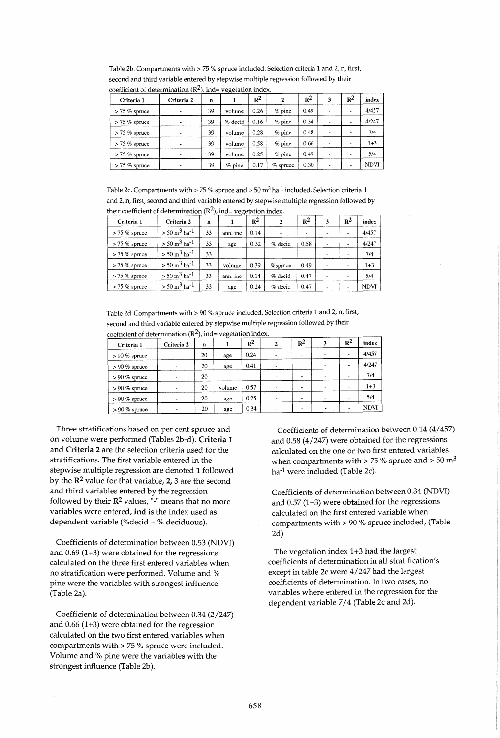Table 2b. Compartments with > 75 % spruce included. Selection criteria 1 and 2, n, first, second and third variable entered by stepwise multiple regression followed by their coefficient of determination ($R^2$), ind= vegetation index.

| Criteria 1 | Criteria 2 | n | 1 | $R^2$ | 2 | $R^2$ | 3 | $R^2$ | index |
|---|---|---|---|---|---|---|---|---|---|
| > 75 % spruce | - | 39 | volume | 0.26 | % pine | 0.49 | - | - | 4/457 |
| > 75 % spruce | - | 39 | % decid | 0.16 | % pine | 0.34 | - | - | 4/247 |
| > 75 % spruce | - | 39 | volume | 0.28 | % pine | 0.48 | - | - | 7/4 |
| > 75 % spruce | - | 39 | volume | 0.58 | % pine | 0.66 | - | - | 1+3 |
| > 75 % spruce | - | 39 | volume | 0.25 | % pine | 0.49 | - | - | 5/4 |
| > 75 % spruce | - | 39 | % pine | 0.17 | % spruce | 0.30 | - | - | NDVI |

Table 2c. Compartments with > 75 % spruce and > 50 $m^3$ $ha^{-1}$ included. Selection criteria 1 and 2, n, first, second and third variable entered by stepwise multiple regression followed by their coefficient of determination ($R^2$), ind= vegetation index.

| Criteria 1 | Criteria 2 | n | 1 | $R^2$ | 2 | $R^2$ | 3 | $R^2$ | index |
|---|---|---|---|---|---|---|---|---|---|
| > 75 % spruce | > 50 $m^3$ $ha^{-1}$ | 33 | ann. inc | 0.14 | - | - | - | - | 4/457 |
| > 75 % spruce | > 50 $m^3$ $ha^{-1}$ | 33 | age | 0.32 | % decid | 0.58 | - | - | 4/247 |
| > 75 % spruce | > 50 $m^3$ $ha^{-1}$ | 33 | - | - | - | - | - | - | 7/4 |
| > 75 % spruce | > 50 $m^3$ $ha^{-1}$ | 33 | volume | 0.39 | %spruce | 0.49 | - | - | 1+3 |
| > 75 % spruce | > 50 $m^3$ $ha^{-1}$ | 33 | ann. inc | 0.14 | % decid | 0.47 | - | - | 5/4 |
| > 75 % spruce | > 50 $m^3$ $ha^{-1}$ | 33 | age | 0.24 | % decid | 0.47 | - | - | NDVI |

Table 2d. Compartments with > 90 % spruce included. Selection criteria 1 and 2, n, first, second and third variable entered by stepwise multiple regression followed by their coefficient of determination ($R^2$), ind= vegetation index.

| Criteria 1 | Criteria 2 | n | 1 | $R^2$ | 2 | $R^2$ | 3 | $R^2$ | index |
|---|---|---|---|---|---|---|---|---|---|
| > 90 % spruce | - | 20 | age | 0.24 | - | - | - | - | 4/457 |
| > 90 % spruce | - | 20 | age | 0.41 | - | - | - | - | 4/247 |
| > 90 % spruce | - | 20 | - | - | - | - | - | - | 7/4 |
| > 90 % spruce | - | 20 | volume | 0.57 | - | - | - | - | 1+3 |
| > 90 % spruce | - | 20 | age | 0.25 | - | - | - | - | 5/4 |
| > 90 % spruce | - | 20 | age | 0.34 | - | - | - | - | NDVI |

Three stratifications based on per cent spruce and on volume were performed (Tables 2b-d). **Criteria 1** and **Criteria 2** are the selection criteria used for the stratifications. The first variable entered in the stepwise multiple regression are denoted **1** followed by the $\mathbf{R^2}$ value for that variable, **2, 3** are the second and third variables entered by the regression followed by their $\mathbf{R^2}$ values, "**-**" means that no more variables were entered, **ind** is the index used as dependent variable (%decid = % deciduous).

Coefficients of determination between 0.53 (NDVI) and 0.69 (1+3) were obtained for the regressions calculated on the three first entered variables when no stratification were performed. Volume and % pine were the variables with strongest influence (Table 2a).

Coefficients of determination between 0.34 (2/247) and 0.66 (1+3) were obtained for the regression calculated on the two first entered variables when compartments with > 75 % spruce were included. Volume and % pine were the variables with the strongest influence (Table 2b).

Coefficients of determination between 0.14 (4/457) and 0.58 (4/247) were obtained for the regressions calculated on the one or two first entered variables when compartments with > 75 % spruce and > 50 $m^3$ $ha^{-1}$ were included (Table 2c).

Coefficients of determination between 0.34 (NDVI) and 0.57 (1+3) were obtained for the regressions calculated on the first entered variable when compartments with > 90 % spruce included, (Table 2d)

The vegetation index 1+3 had the largest coefficients of determination in all stratification's except in table 2c were 4/247 had the largest coefficients of determination. In two cases, no variables where entered in the regression for the dependent variable 7/4 (Table 2c and 2d).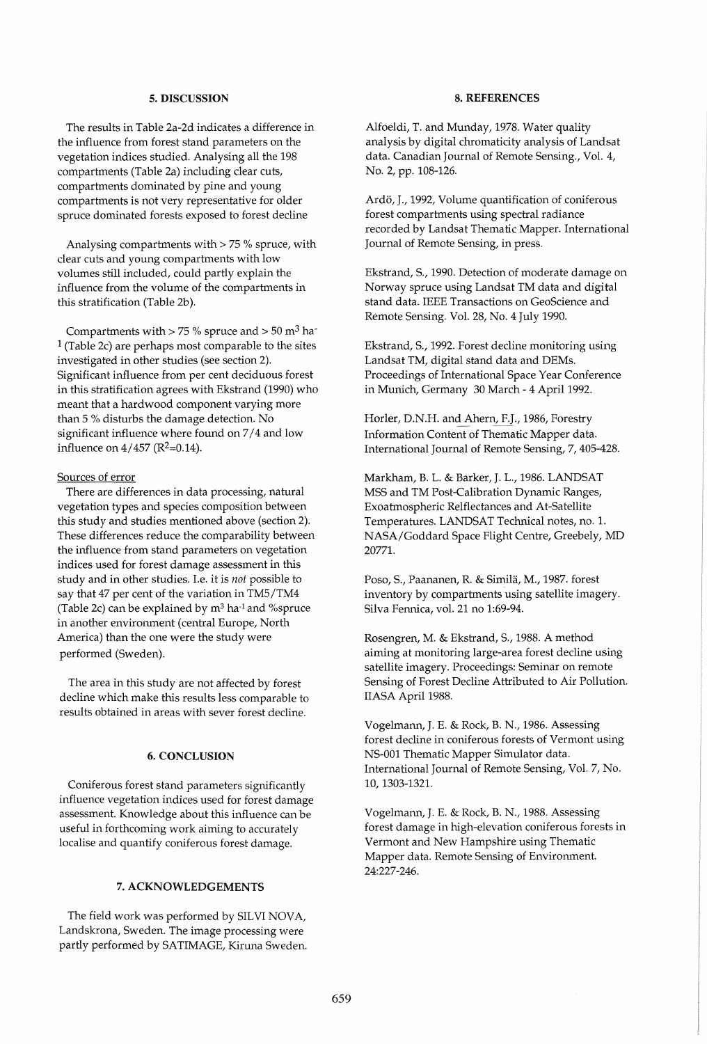## 5. DISCUSSION

The results in Table 2a-2d indicates a difference in the influence from forest stand parameters on the vegetation indices studied. Analysing all the 198 compartments (Table 2a) including clear cuts, compartments dominated by pine and young compartments is not very representative for older spruce dominated forests exposed to forest decline

Analysing compartments with > 75 % spruce, with clear cuts and young compartments with low volumes still included, could partly explain the influence from the volume of the compartments in this stratification (Table 2b).

Compartments with > 75 % spruce and > 50 $m^3$ $ha^{-1}$ (Table 2c) are perhaps most comparable to the sites investigated in other studies (see section 2). Significant influence from per cent deciduous forest in this stratification agrees with Ekstrand (1990) who meant that a hardwood component varying more than 5 % disturbs the damage detection. No significant influence where found on 7/4 and low influence on 4/457 ($R^2$=0.14).

Sources of error

There are differences in data processing, natural vegetation types and species composition between this study and studies mentioned above (section 2). These differences reduce the comparability between the influence from stand parameters on vegetation indices used for forest damage assessment in this study and in other studies. I.e. it is *not* possible to say that 47 per cent of the variation in TM5/TM4 (Table 2c) can be explained by $m^3$ $ha^{-1}$ and %spruce in another environment (central Europe, North America) than the one were the study were performed (Sweden).

The area in this study are not affected by forest decline which make this results less comparable to results obtained in areas with sever forest decline.

## 6. CONCLUSION

Coniferous forest stand parameters significantly influence vegetation indices used for forest damage assessment. Knowledge about this influence can be useful in forthcoming work aiming to accurately localise and quantify coniferous forest damage.

## 7. ACKNOWLEDGEMENTS

The field work was performed by SILVI NOVA, Landskrona, Sweden. The image processing were partly performed by SATIMAGE, Kiruna Sweden.

## 8. REFERENCES

Alfoeldi, T. and Munday, 1978. Water quality analysis by digital chromaticity analysis of Landsat data. Canadian Journal of Remote Sensing., Vol. 4, No. 2, pp. 108-126.

Ardö, J., 1992, Volume quantification of coniferous forest compartments using spectral radiance recorded by Landsat Thematic Mapper. International Journal of Remote Sensing, in press.

Ekstrand, S., 1990. Detection of moderate damage on Norway spruce using Landsat TM data and digital stand data. IEEE Transactions on GeoScience and Remote Sensing. Vol. 28, No. 4 July 1990.

Ekstrand, S., 1992. Forest decline monitoring using Landsat TM, digital stand data and DEMs. Proceedings of International Space Year Conference in Munich, Germany 30 March - 4 April 1992.

Horler, D.N.H. and Ahern, F.J., 1986, Forestry Information Content of Thematic Mapper data. International Journal of Remote Sensing, 7, 405-428.

Markham, B. L. & Barker, J. L., 1986. LANDSAT MSS and TM Post-Calibration Dynamic Ranges, Exoatmospheric Relflectances and At-Satellite Temperatures. LANDSAT Technical notes, no. 1. NASA/Goddard Space Flight Centre, Greebely, MD 20771.

Poso, S., Paananen, R. & Similä, M., 1987. forest inventory by compartments using satellite imagery. Silva Fennica, vol. 21 no 1:69-94.

Rosengren, M. & Ekstrand, S., 1988. A method aiming at monitoring large-area forest decline using satellite imagery. Proceedings: Seminar on remote Sensing of Forest Decline Attributed to Air Pollution. IIASA April 1988.

Vogelmann, J. E. & Rock, B. N., 1986. Assessing forest decline in coniferous forests of Vermont using NS-001 Thematic Mapper Simulator data. International Journal of Remote Sensing, Vol. 7, No. 10, 1303-1321.

Vogelmann, J. E. & Rock, B. N., 1988. Assessing forest damage in high-elevation coniferous forests in Vermont and New Hampshire using Thematic Mapper data. Remote Sensing of Environment. 24:227-246.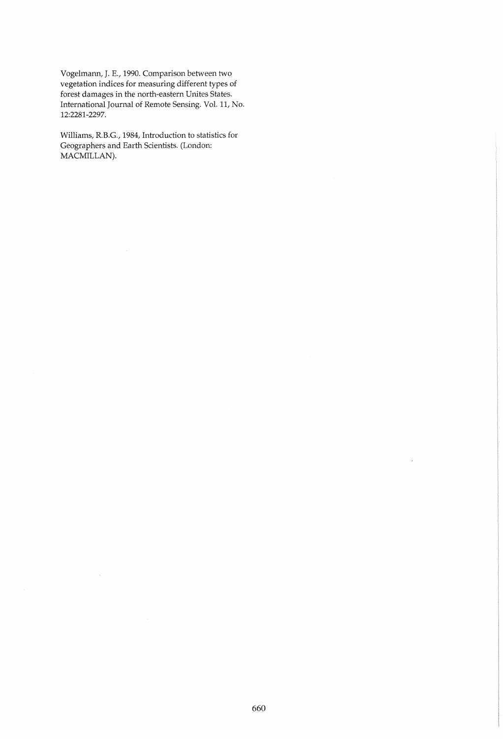Vogelmann, J. E., 1990. Comparison between two vegetation indices for measuring different types of forest damages in the north-eastern Unites States. International Journal of Remote Sensing. Vol. 11, No. 12:2281-2297.

Williams, R.B.G., 1984, Introduction to statistics for Geographers and Earth Scientists. (London: MACMILLAN).